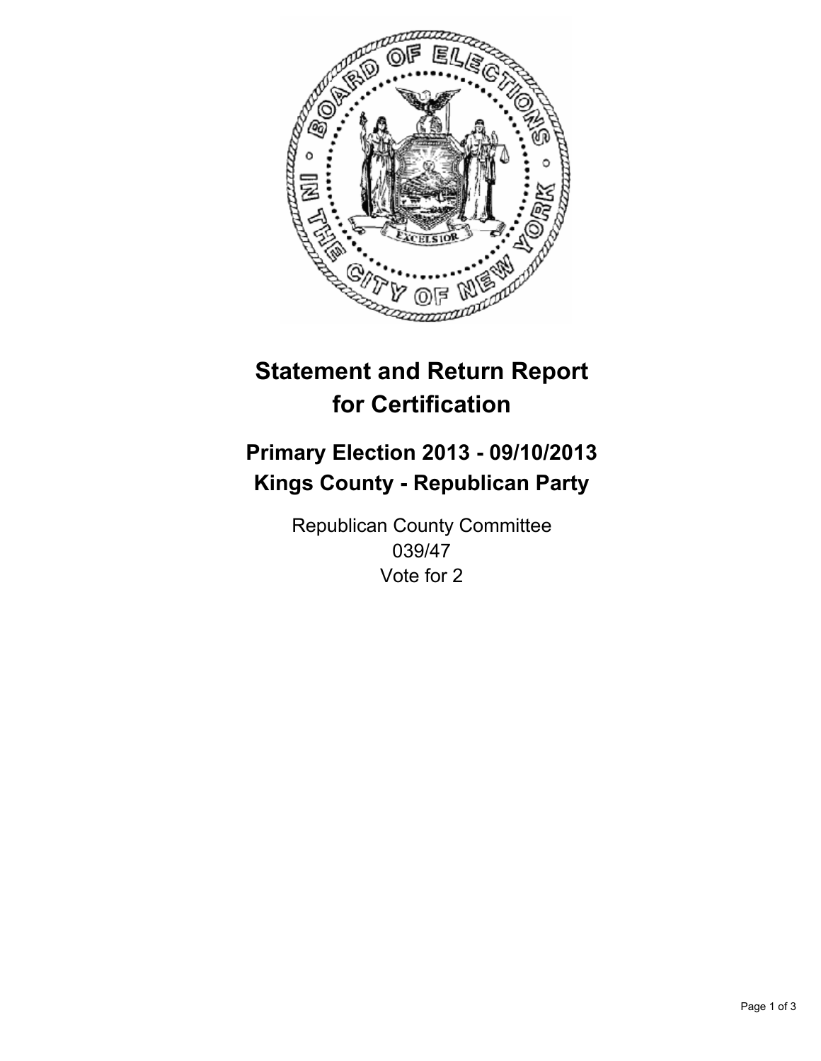# Statement and Return Report for Certification

## Primary Election 2013 - 09/10/2013
## Kings County - Republican Party

Republican County Committee
039/47
Vote for 2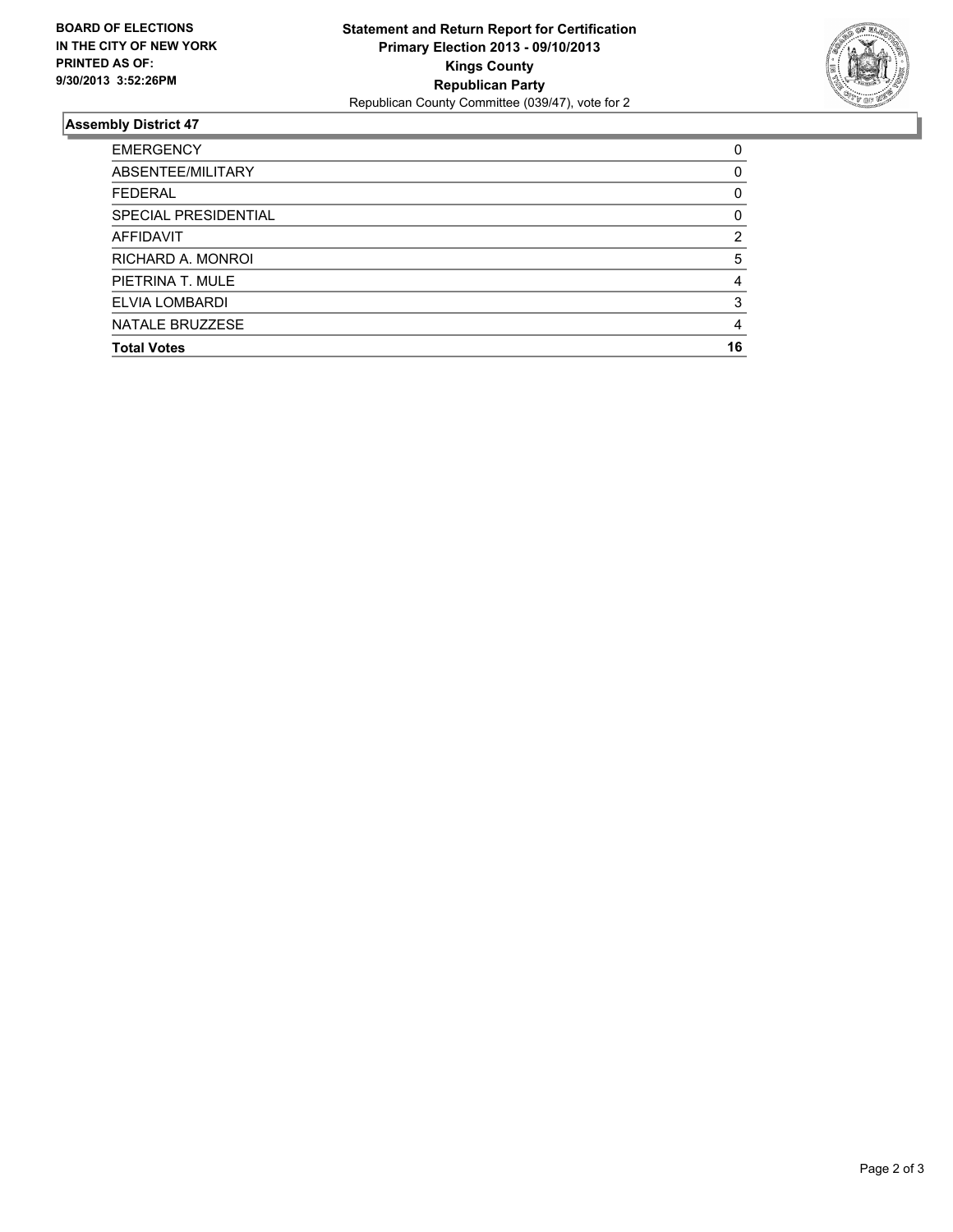**BOARD OF ELECTIONS IN THE CITY OF NEW YORK PRINTED AS OF: 9/30/2013 3:52:26PM**

**Statement and Return Report for Certification**
**Primary Election 2013 - 09/10/2013**
**Kings County**
**Republican Party**
Republican County Committee (039/47), vote for 2

## Assembly District 47

| | |
|---|---|
| EMERGENCY | 0 |
| ABSENTEE/MILITARY | 0 |
| FEDERAL | 0 |
| SPECIAL PRESIDENTIAL | 0 |
| AFFIDAVIT | 2 |
| RICHARD A. MONROI | 5 |
| PIETRINA T. MULE | 4 |
| ELVIA LOMBARDI | 3 |
| NATALE BRUZZESE | 4 |
| **Total Votes** | **16** |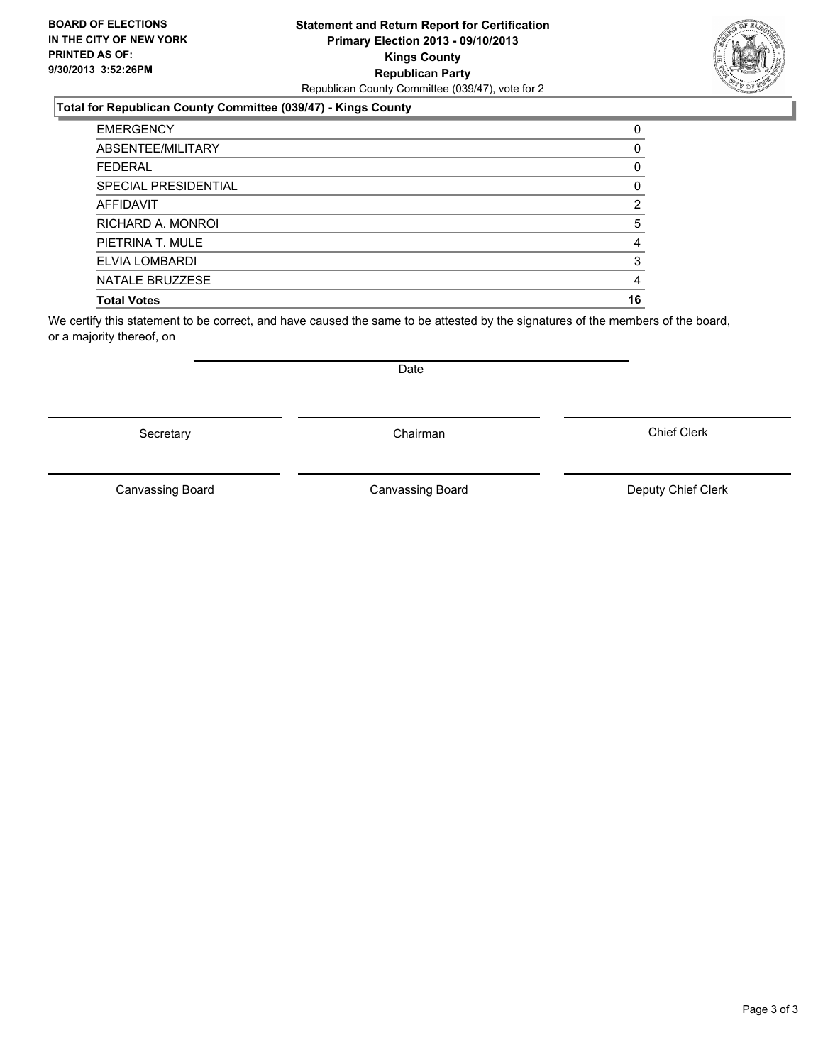**BOARD OF ELECTIONS**
**IN THE CITY OF NEW YORK**
**PRINTED AS OF:**
**9/30/2013 3:52:26PM**

**Statement and Return Report for Certification**
**Primary Election 2013 - 09/10/2013**
**Kings County**
**Republican Party**
Republican County Committee (039/47), vote for 2

### Total for Republican County Committee (039/47) - Kings County

| | |
|---|---|
| EMERGENCY | 0 |
| ABSENTEE/MILITARY | 0 |
| FEDERAL | 0 |
| SPECIAL PRESIDENTIAL | 0 |
| AFFIDAVIT | 2 |
| RICHARD A. MONROI | 5 |
| PIETRINA T. MULE | 4 |
| ELVIA LOMBARDI | 3 |
| NATALE BRUZZESE | 4 |
| **Total Votes** | **16** |

We certify this statement to be correct, and have caused the same to be attested by the signatures of the members of the board, or a majority thereof, on

Date

Secretary | Chairman | Chief Clerk

Canvassing Board | Canvassing Board | Deputy Chief Clerk